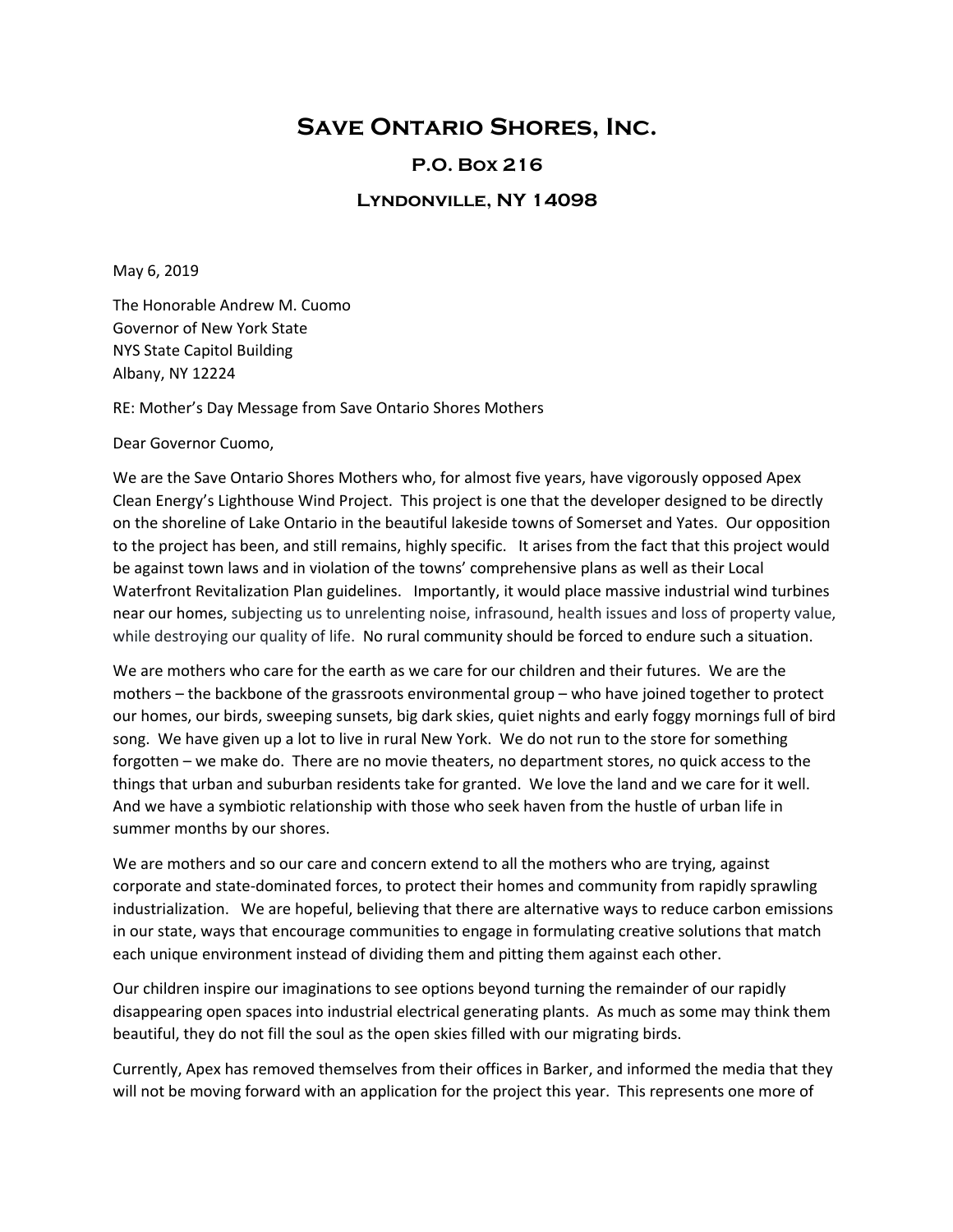# Save Ontario Shores, Inc.

## P.O. Box 216

## Lyndonville, NY 14098

May 6, 2019

The Honorable Andrew M. Cuomo
Governor of New York State
NYS State Capitol Building
Albany, NY 12224

RE: Mother's Day Message from Save Ontario Shores Mothers

Dear Governor Cuomo,

We are the Save Ontario Shores Mothers who, for almost five years, have vigorously opposed Apex Clean Energy's Lighthouse Wind Project. This project is one that the developer designed to be directly on the shoreline of Lake Ontario in the beautiful lakeside towns of Somerset and Yates. Our opposition to the project has been, and still remains, highly specific. It arises from the fact that this project would be against town laws and in violation of the towns' comprehensive plans as well as their Local Waterfront Revitalization Plan guidelines. Importantly, it would place massive industrial wind turbines near our homes, subjecting us to unrelenting noise, infrasound, health issues and loss of property value, while destroying our quality of life. No rural community should be forced to endure such a situation.

We are mothers who care for the earth as we care for our children and their futures. We are the mothers – the backbone of the grassroots environmental group – who have joined together to protect our homes, our birds, sweeping sunsets, big dark skies, quiet nights and early foggy mornings full of bird song. We have given up a lot to live in rural New York. We do not run to the store for something forgotten – we make do. There are no movie theaters, no department stores, no quick access to the things that urban and suburban residents take for granted. We love the land and we care for it well. And we have a symbiotic relationship with those who seek haven from the hustle of urban life in summer months by our shores.

We are mothers and so our care and concern extend to all the mothers who are trying, against corporate and state-dominated forces, to protect their homes and community from rapidly sprawling industrialization. We are hopeful, believing that there are alternative ways to reduce carbon emissions in our state, ways that encourage communities to engage in formulating creative solutions that match each unique environment instead of dividing them and pitting them against each other.

Our children inspire our imaginations to see options beyond turning the remainder of our rapidly disappearing open spaces into industrial electrical generating plants. As much as some may think them beautiful, they do not fill the soul as the open skies filled with our migrating birds.

Currently, Apex has removed themselves from their offices in Barker, and informed the media that they will not be moving forward with an application for the project this year. This represents one more of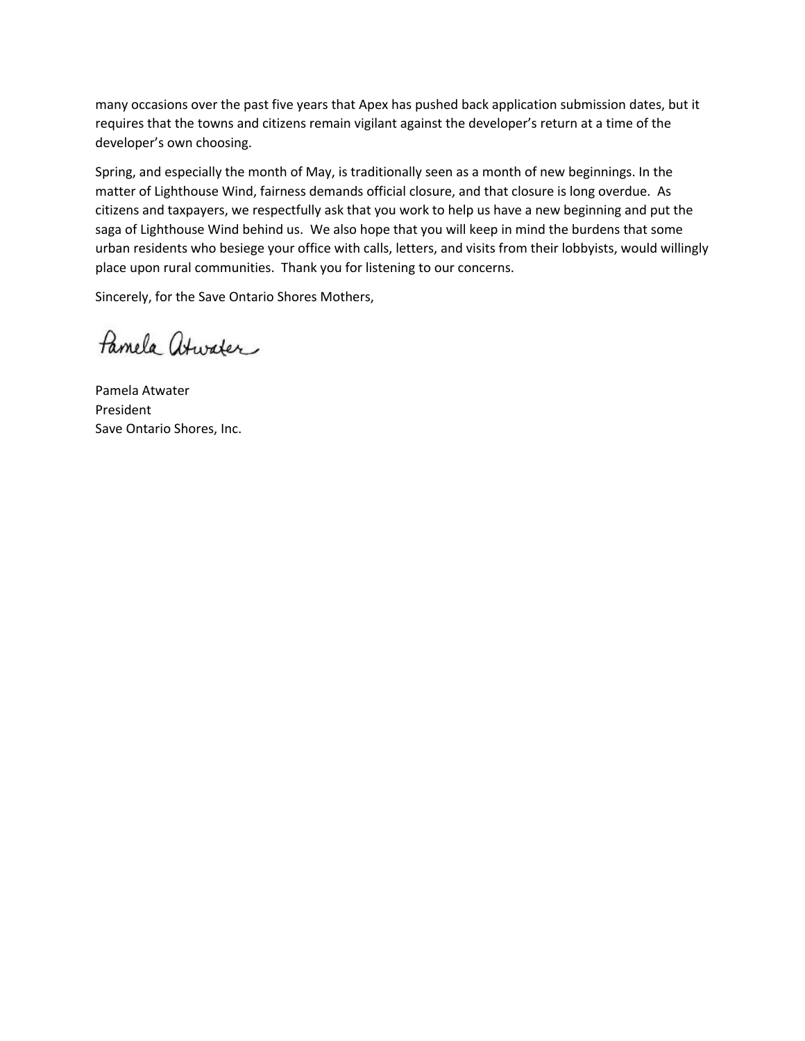many occasions over the past five years that Apex has pushed back application submission dates, but it requires that the towns and citizens remain vigilant against the developer's return at a time of the developer's own choosing.

Spring, and especially the month of May, is traditionally seen as a month of new beginnings. In the matter of Lighthouse Wind, fairness demands official closure, and that closure is long overdue. As citizens and taxpayers, we respectfully ask that you work to help us have a new beginning and put the saga of Lighthouse Wind behind us. We also hope that you will keep in mind the burdens that some urban residents who besiege your office with calls, letters, and visits from their lobbyists, would willingly place upon rural communities. Thank you for listening to our concerns.

Sincerely, for the Save Ontario Shores Mothers,

Pamela Atwater

Pamela Atwater
President
Save Ontario Shores, Inc.